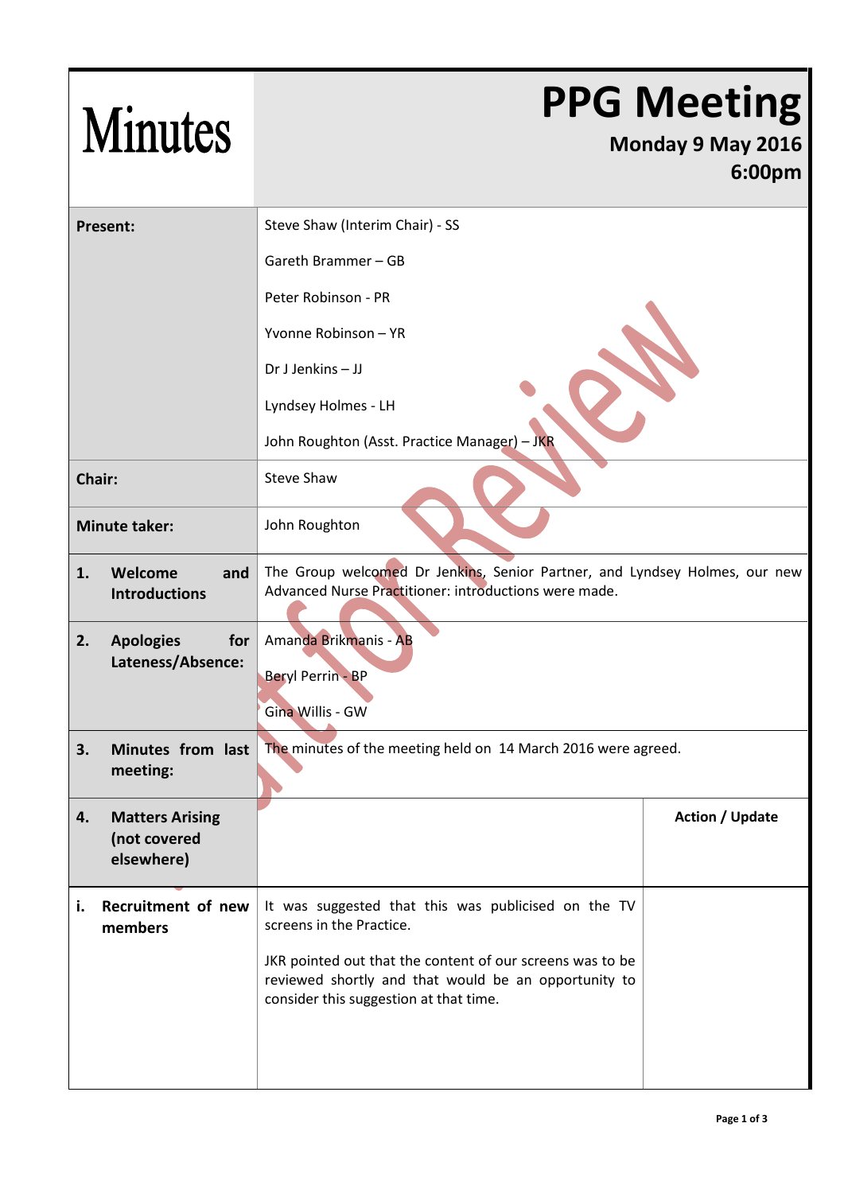# Minutes

## PPG Meeting

**Monday 9 May 2016**
**6:00pm**

| | | |
|---|---|---|
| **Present:** | Steve Shaw (Interim Chair) - SS<br>Gareth Brammer – GB<br>Peter Robinson - PR<br>Yvonne Robinson – YR<br>Dr J Jenkins – JJ<br>Lyndsey Holmes - LH<br>John Roughton (Asst. Practice Manager) – JKR | |
| **Chair:** | Steve Shaw | |
| **Minute taker:** | John Roughton | |
| **1. Welcome and Introductions** | The Group welcomed Dr Jenkins, Senior Partner, and Lyndsey Holmes, our new Advanced Nurse Practitioner: introductions were made. | |
| **2. Apologies for Lateness/Absence:** | Amanda Brikmanis - AB<br>Beryl Perrin - BP<br>Gina Willis - GW | |
| **3. Minutes from last meeting:** | The minutes of the meeting held on 14 March 2016 were agreed. | |
| **4. Matters Arising (not covered elsewhere)** | | **Action / Update** |
| **i. Recruitment of new members** | It was suggested that this was publicised on the TV screens in the Practice.<br><br>JKR pointed out that the content of our screens was to be reviewed shortly and that would be an opportunity to consider this suggestion at that time. | |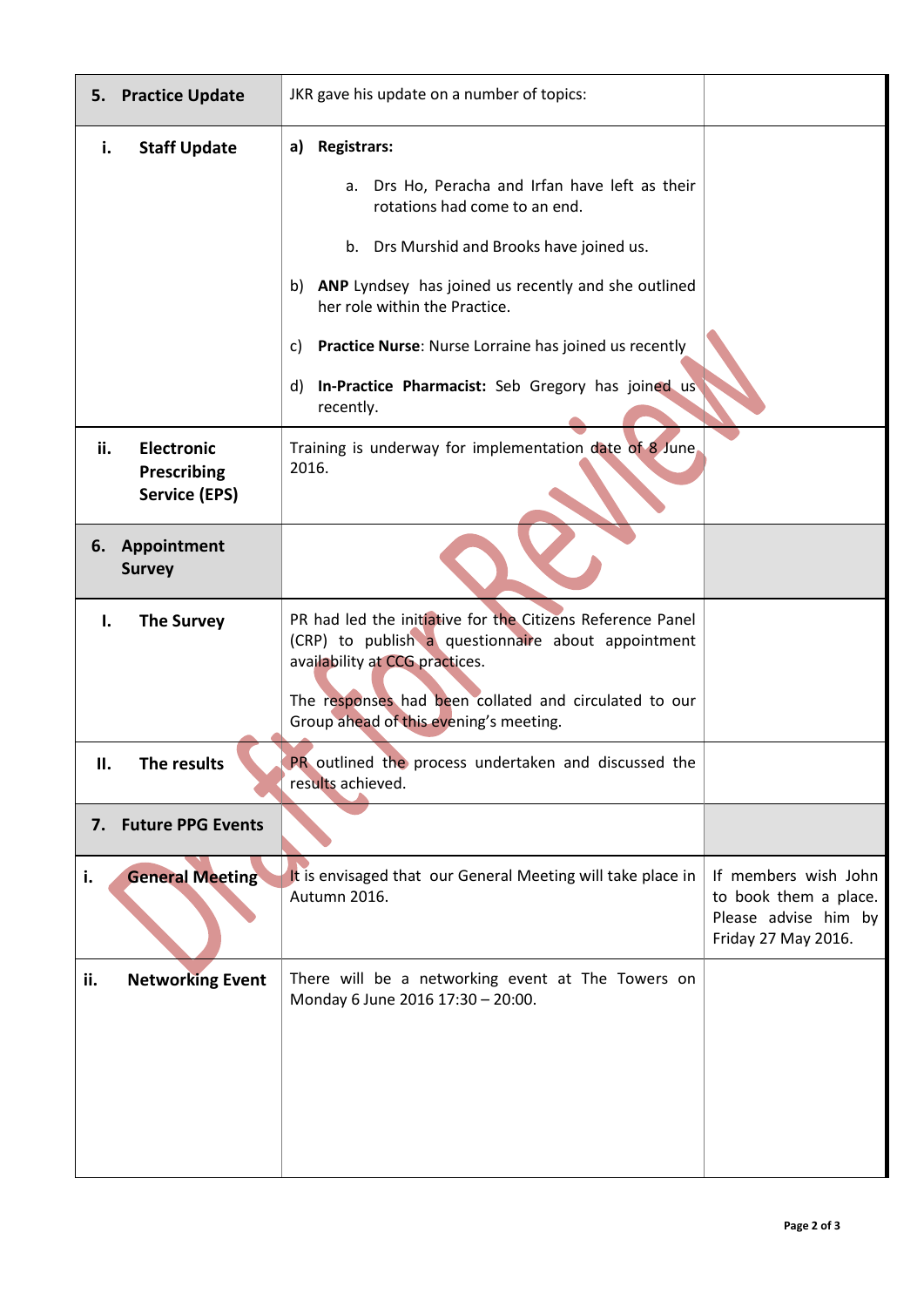| **5. Practice Update** | JKR gave his update on a number of topics: | |
|---|---|---|
| **i. Staff Update** | **a) Registrars:**<br>a. Drs Ho, Peracha and Irfan have left as their rotations had come to an end.<br>b. Drs Murshid and Brooks have joined us.<br>b) **ANP** Lyndsey has joined us recently and she outlined her role within the Practice.<br>c) **Practice Nurse**: Nurse Lorraine has joined us recently<br>d) **In-Practice Pharmacist:** Seb Gregory has joined us recently. | |
| **ii. Electronic Prescribing Service (EPS)** | Training is underway for implementation date of 8 June 2016. | |
| **6. Appointment Survey** | | |
| **I. The Survey** | PR had led the initiative for the Citizens Reference Panel (CRP) to publish a questionnaire about appointment availability at CCG practices.<br>The responses had been collated and circulated to our Group ahead of this evening's meeting. | |
| **II. The results** | PR outlined the process undertaken and discussed the results achieved. | |
| **7. Future PPG Events** | | |
| **i. General Meeting** | It is envisaged that our General Meeting will take place in Autumn 2016. | If members wish John to book them a place. Please advise him by Friday 27 May 2016. |
| **ii. Networking Event** | There will be a networking event at The Towers on Monday 6 June 2016 17:30 – 20:00. | |

Draft for Review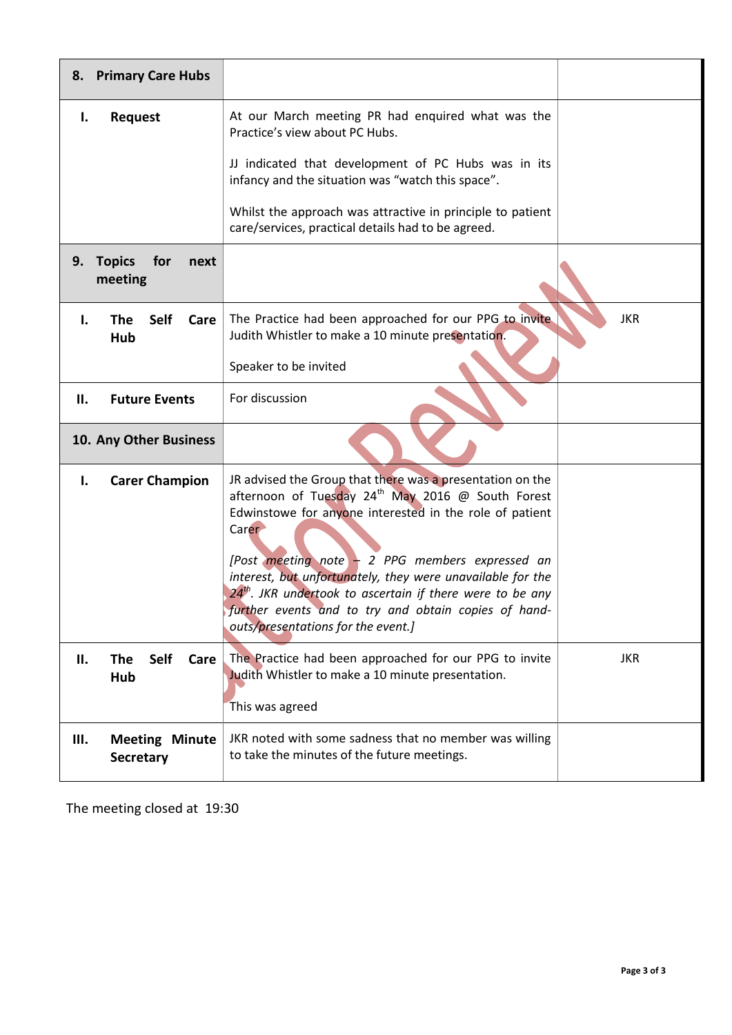| | | |
|---|---|---|
| **8. Primary Care Hubs** | | |
| **I. Request** | At our March meeting PR had enquired what was the Practice's view about PC Hubs.<br><br>JJ indicated that development of PC Hubs was in its infancy and the situation was "watch this space".<br><br>Whilst the approach was attractive in principle to patient care/services, practical details had to be agreed. | |
| **9. Topics for next meeting** | | |
| **I. The Self Care Hub** | The Practice had been approached for our PPG to invite Judith Whistler to make a 10 minute presentation.<br><br>Speaker to be invited | JKR |
| **II. Future Events** | For discussion | |
| **10. Any Other Business** | | |
| **I. Carer Champion** | JR advised the Group that there was a presentation on the afternoon of Tuesday 24th May 2016 @ South Forest Edwinstowe for anyone interested in the role of patient Carer<br><br>*[Post meeting note – 2 PPG members expressed an interest, but unfortunately, they were unavailable for the 24th. JKR undertook to ascertain if there were to be any further events and to try and obtain copies of hand-outs/presentations for the event.]* | |
| **II. The Self Care Hub** | The Practice had been approached for our PPG to invite Judith Whistler to make a 10 minute presentation.<br><br>This was agreed | JKR |
| **III. Meeting Minute Secretary** | JKR noted with some sadness that no member was willing to take the minutes of the future meetings. | |

The meeting closed at 19:30